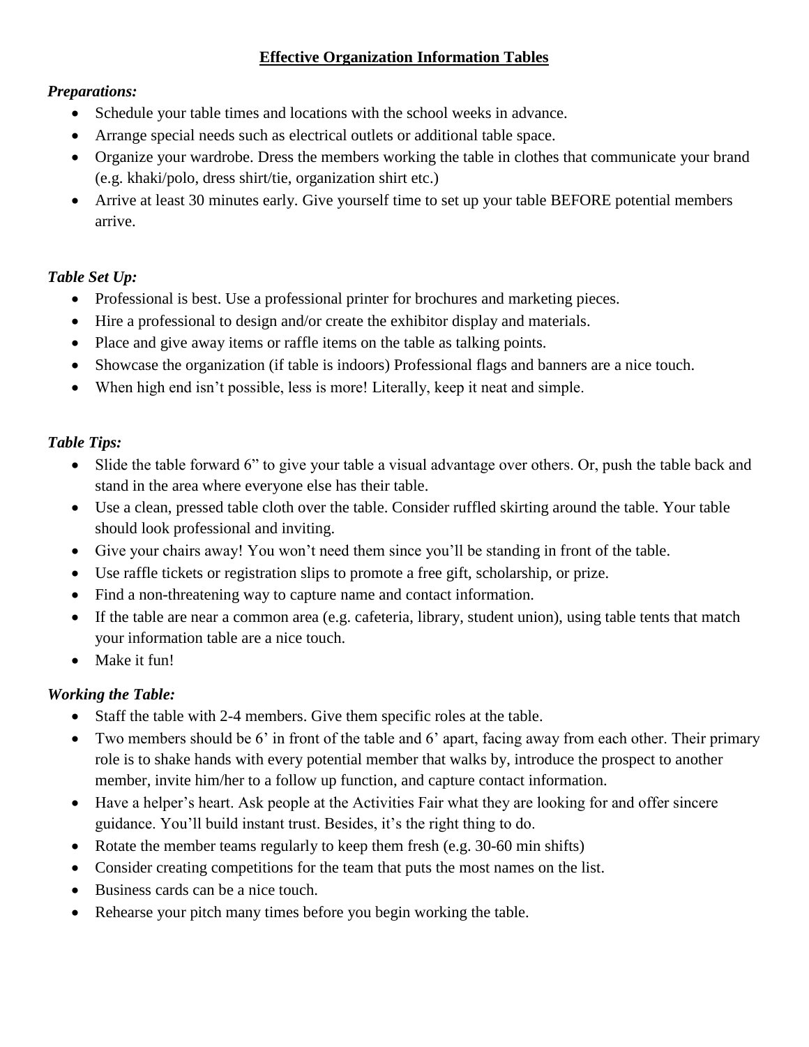# **Effective Organization Information Tables**

***Preparations:***

- Schedule your table times and locations with the school weeks in advance.
- Arrange special needs such as electrical outlets or additional table space.
- Organize your wardrobe. Dress the members working the table in clothes that communicate your brand (e.g. khaki/polo, dress shirt/tie, organization shirt etc.)
- Arrive at least 30 minutes early. Give yourself time to set up your table BEFORE potential members arrive.

***Table Set Up:***

- Professional is best. Use a professional printer for brochures and marketing pieces.
- Hire a professional to design and/or create the exhibitor display and materials.
- Place and give away items or raffle items on the table as talking points.
- Showcase the organization (if table is indoors) Professional flags and banners are a nice touch.
- When high end isn't possible, less is more! Literally, keep it neat and simple.

***Table Tips:***

- Slide the table forward 6" to give your table a visual advantage over others. Or, push the table back and stand in the area where everyone else has their table.
- Use a clean, pressed table cloth over the table. Consider ruffled skirting around the table. Your table should look professional and inviting.
- Give your chairs away! You won't need them since you'll be standing in front of the table.
- Use raffle tickets or registration slips to promote a free gift, scholarship, or prize.
- Find a non-threatening way to capture name and contact information.
- If the table are near a common area (e.g. cafeteria, library, student union), using table tents that match your information table are a nice touch.
- Make it fun!

***Working the Table:***

- Staff the table with 2-4 members. Give them specific roles at the table.
- Two members should be 6' in front of the table and 6' apart, facing away from each other. Their primary role is to shake hands with every potential member that walks by, introduce the prospect to another member, invite him/her to a follow up function, and capture contact information.
- Have a helper's heart. Ask people at the Activities Fair what they are looking for and offer sincere guidance. You'll build instant trust. Besides, it's the right thing to do.
- Rotate the member teams regularly to keep them fresh (e.g. 30-60 min shifts)
- Consider creating competitions for the team that puts the most names on the list.
- Business cards can be a nice touch.
- Rehearse your pitch many times before you begin working the table.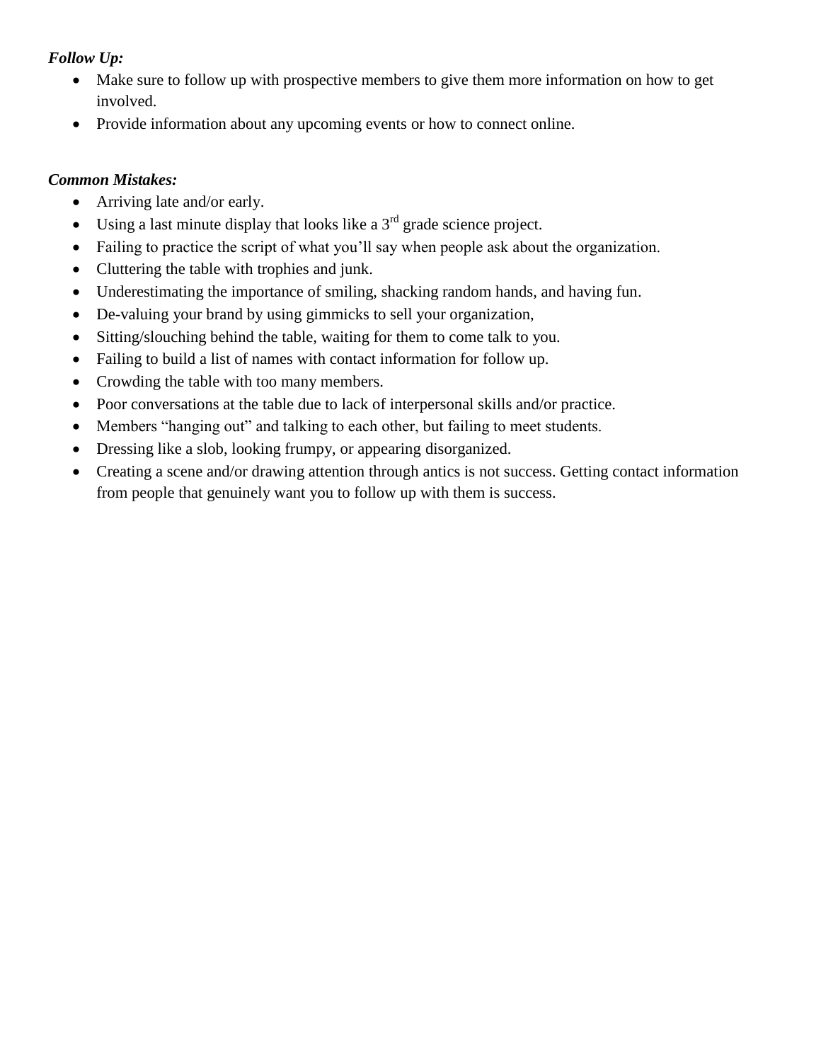***Follow Up:***

- Make sure to follow up with prospective members to give them more information on how to get involved.
- Provide information about any upcoming events or how to connect online.

***Common Mistakes:***

- Arriving late and/or early.
- Using a last minute display that looks like a 3rd grade science project.
- Failing to practice the script of what you'll say when people ask about the organization.
- Cluttering the table with trophies and junk.
- Underestimating the importance of smiling, shacking random hands, and having fun.
- De-valuing your brand by using gimmicks to sell your organization,
- Sitting/slouching behind the table, waiting for them to come talk to you.
- Failing to build a list of names with contact information for follow up.
- Crowding the table with too many members.
- Poor conversations at the table due to lack of interpersonal skills and/or practice.
- Members "hanging out" and talking to each other, but failing to meet students.
- Dressing like a slob, looking frumpy, or appearing disorganized.
- Creating a scene and/or drawing attention through antics is not success. Getting contact information from people that genuinely want you to follow up with them is success.